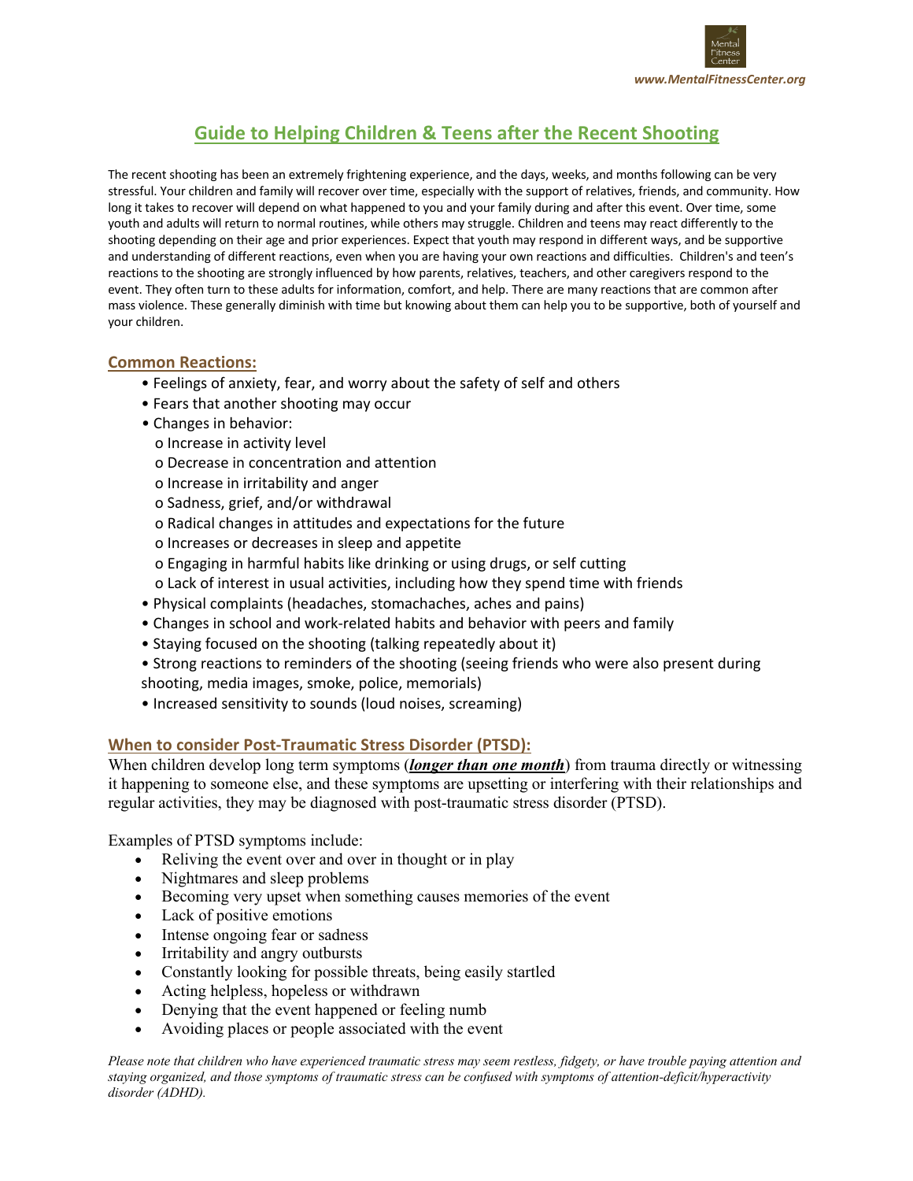www.MentalFitnessCenter.org

# Guide to Helping Children & Teens after the Recent Shooting

The recent shooting has been an extremely frightening experience, and the days, weeks, and months following can be very stressful. Your children and family will recover over time, especially with the support of relatives, friends, and community. How long it takes to recover will depend on what happened to you and your family during and after this event. Over time, some youth and adults will return to normal routines, while others may struggle. Children and teens may react differently to the shooting depending on their age and prior experiences. Expect that youth may respond in different ways, and be supportive and understanding of different reactions, even when you are having your own reactions and difficulties. Children's and teen's reactions to the shooting are strongly influenced by how parents, relatives, teachers, and other caregivers respond to the event. They often turn to these adults for information, comfort, and help. There are many reactions that are common after mass violence. These generally diminish with time but knowing about them can help you to be supportive, both of yourself and your children.

## Common Reactions:

- Feelings of anxiety, fear, and worry about the safety of self and others
- Fears that another shooting may occur
- Changes in behavior:
  - Increase in activity level
  - Decrease in concentration and attention
  - Increase in irritability and anger
  - Sadness, grief, and/or withdrawal
  - Radical changes in attitudes and expectations for the future
  - Increases or decreases in sleep and appetite
  - Engaging in harmful habits like drinking or using drugs, or self cutting
  - Lack of interest in usual activities, including how they spend time with friends
- Physical complaints (headaches, stomachaches, aches and pains)
- Changes in school and work-related habits and behavior with peers and family
- Staying focused on the shooting (talking repeatedly about it)
- Strong reactions to reminders of the shooting (seeing friends who were also present during shooting, media images, smoke, police, memorials)
- Increased sensitivity to sounds (loud noises, screaming)

## When to consider Post-Traumatic Stress Disorder (PTSD):

When children develop long term symptoms (***longer than one month***) from trauma directly or witnessing it happening to someone else, and these symptoms are upsetting or interfering with their relationships and regular activities, they may be diagnosed with post-traumatic stress disorder (PTSD).

Examples of PTSD symptoms include:

- Reliving the event over and over in thought or in play
- Nightmares and sleep problems
- Becoming very upset when something causes memories of the event
- Lack of positive emotions
- Intense ongoing fear or sadness
- Irritability and angry outbursts
- Constantly looking for possible threats, being easily startled
- Acting helpless, hopeless or withdrawn
- Denying that the event happened or feeling numb
- Avoiding places or people associated with the event

*Please note that children who have experienced traumatic stress may seem restless, fidgety, or have trouble paying attention and staying organized, and those symptoms of traumatic stress can be confused with symptoms of attention-deficit/hyperactivity disorder (ADHD).*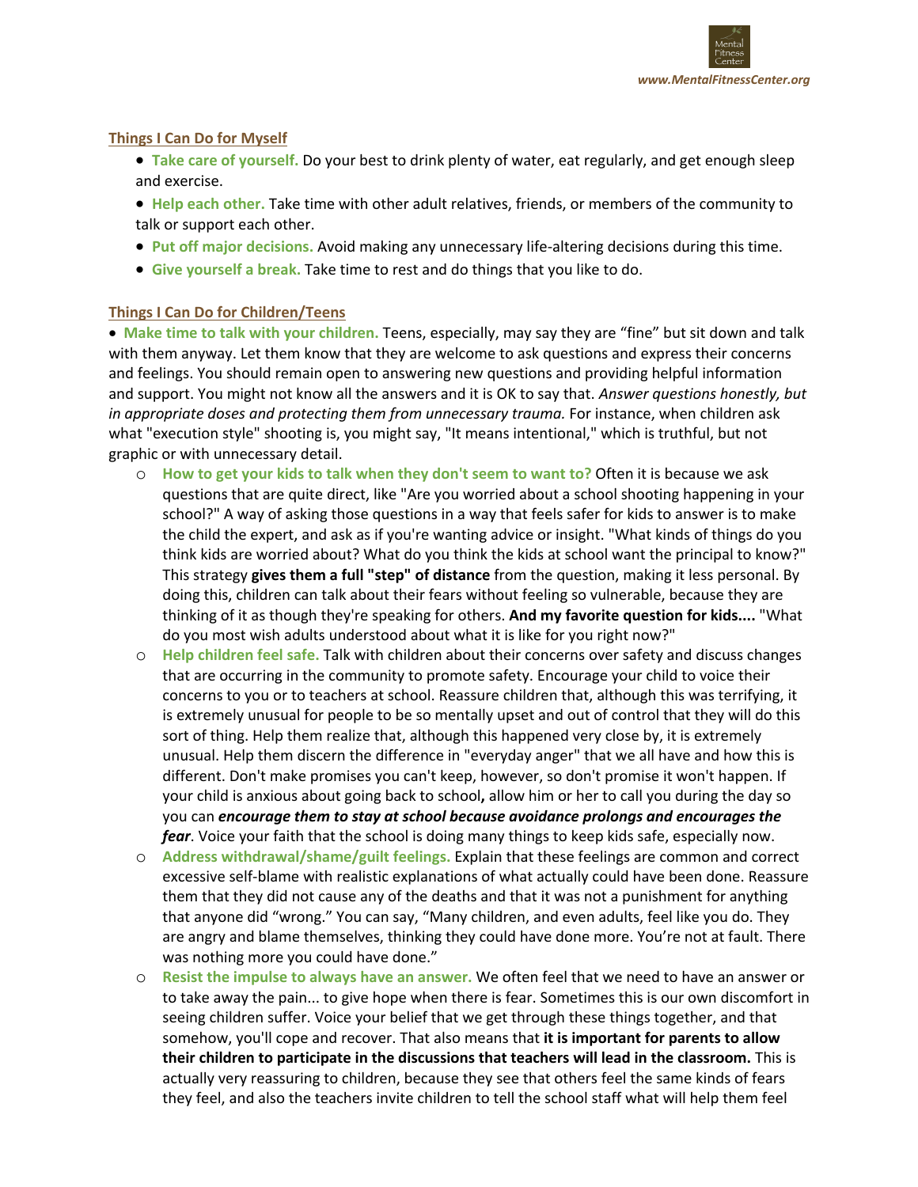**Things I Can Do for Myself**

- **Take care of yourself.** Do your best to drink plenty of water, eat regularly, and get enough sleep and exercise.
- **Help each other.** Take time with other adult relatives, friends, or members of the community to talk or support each other.
- **Put off major decisions.** Avoid making any unnecessary life-altering decisions during this time.
- **Give yourself a break.** Take time to rest and do things that you like to do.

**Things I Can Do for Children/Teens**

- **Make time to talk with your children.** Teens, especially, may say they are "fine" but sit down and talk with them anyway. Let them know that they are welcome to ask questions and express their concerns and feelings. You should remain open to answering new questions and providing helpful information and support. You might not know all the answers and it is OK to say that. *Answer questions honestly, but in appropriate doses and protecting them from unnecessary trauma.* For instance, when children ask what "execution style" shooting is, you might say, "It means intentional," which is truthful, but not graphic or with unnecessary detail.
  - **How to get your kids to talk when they don't seem to want to?** Often it is because we ask questions that are quite direct, like "Are you worried about a school shooting happening in your school?" A way of asking those questions in a way that feels safer for kids to answer is to make the child the expert, and ask as if you're wanting advice or insight. "What kinds of things do you think kids are worried about? What do you think the kids at school want the principal to know?" This strategy **gives them a full "step" of distance** from the question, making it less personal. By doing this, children can talk about their fears without feeling so vulnerable, because they are thinking of it as though they're speaking for others. **And my favorite question for kids....** "What do you most wish adults understood about what it is like for you right now?"
  - **Help children feel safe.** Talk with children about their concerns over safety and discuss changes that are occurring in the community to promote safety. Encourage your child to voice their concerns to you or to teachers at school. Reassure children that, although this was terrifying, it is extremely unusual for people to be so mentally upset and out of control that they will do this sort of thing. Help them realize that, although this happened very close by, it is extremely unusual. Help them discern the difference in "everyday anger" that we all have and how this is different. Don't make promises you can't keep, however, so don't promise it won't happen. If your child is anxious about going back to school**,** allow him or her to call you during the day so you can ***encourage them to stay at school because avoidance prolongs and encourages the fear***. Voice your faith that the school is doing many things to keep kids safe, especially now.
  - **Address withdrawal/shame/guilt feelings.** Explain that these feelings are common and correct excessive self-blame with realistic explanations of what actually could have been done. Reassure them that they did not cause any of the deaths and that it was not a punishment for anything that anyone did "wrong." You can say, "Many children, and even adults, feel like you do. They are angry and blame themselves, thinking they could have done more. You're not at fault. There was nothing more you could have done."
  - **Resist the impulse to always have an answer.** We often feel that we need to have an answer or to take away the pain... to give hope when there is fear. Sometimes this is our own discomfort in seeing children suffer. Voice your belief that we get through these things together, and that somehow, you'll cope and recover. That also means that **it is important for parents to allow their children to participate in the discussions that teachers will lead in the classroom.** This is actually very reassuring to children, because they see that others feel the same kinds of fears they feel, and also the teachers invite children to tell the school staff what will help them feel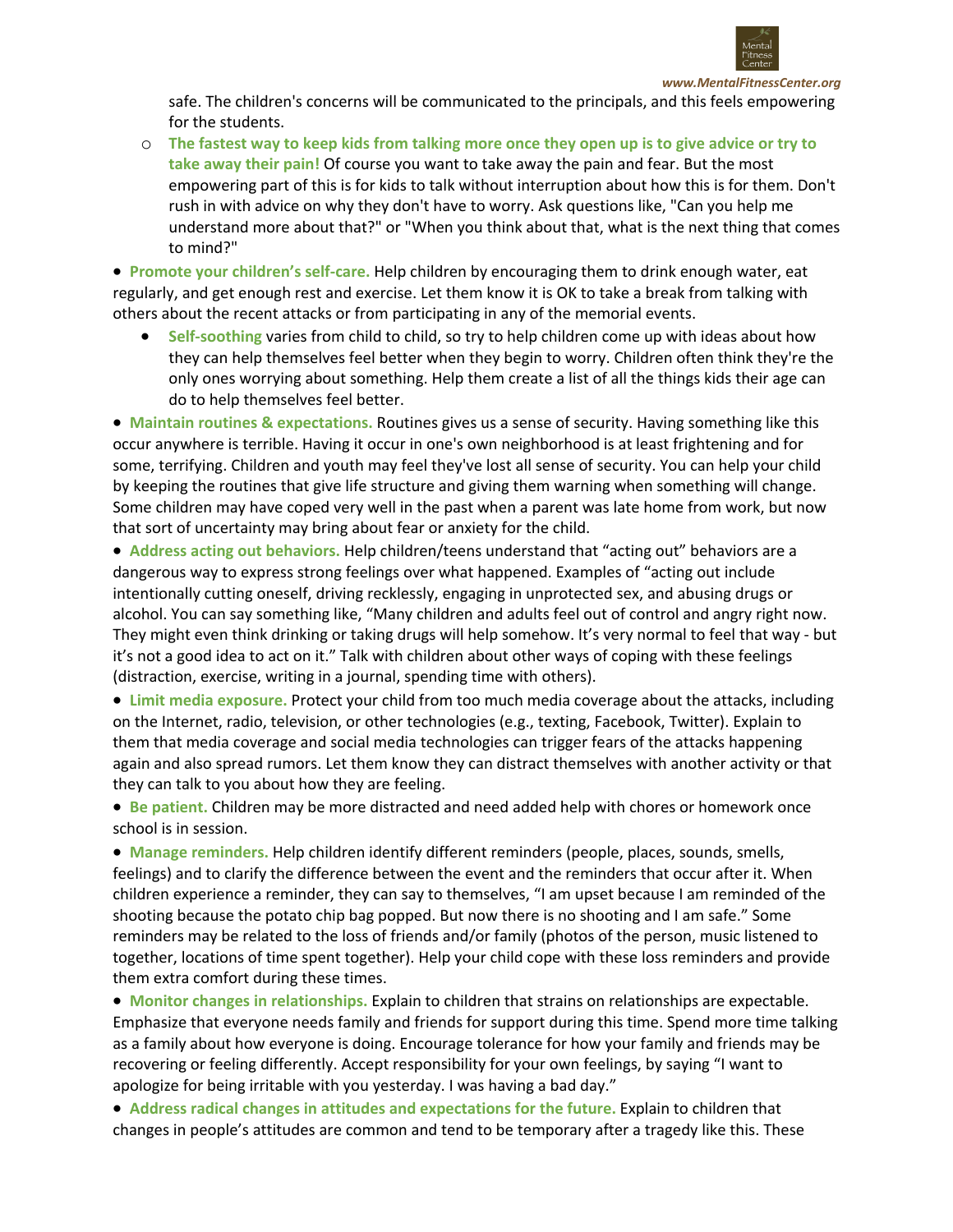safe. The children's concerns will be communicated to the principals, and this feels empowering for the students.

  - **The fastest way to keep kids from talking more once they open up is to give advice or try to take away their pain!** Of course you want to take away the pain and fear. But the most empowering part of this is for kids to talk without interruption about how this is for them. Don't rush in with advice on why they don't have to worry. Ask questions like, "Can you help me understand more about that?" or "When you think about that, what is the next thing that comes to mind?"

- **Promote your children's self-care.** Help children by encouraging them to drink enough water, eat regularly, and get enough rest and exercise. Let them know it is OK to take a break from talking with others about the recent attacks or from participating in any of the memorial events.
  - **Self-soothing** varies from child to child, so try to help children come up with ideas about how they can help themselves feel better when they begin to worry. Children often think they're the only ones worrying about something. Help them create a list of all the things kids their age can do to help themselves feel better.
- **Maintain routines & expectations.** Routines gives us a sense of security. Having something like this occur anywhere is terrible. Having it occur in one's own neighborhood is at least frightening and for some, terrifying. Children and youth may feel they've lost all sense of security. You can help your child by keeping the routines that give life structure and giving them warning when something will change. Some children may have coped very well in the past when a parent was late home from work, but now that sort of uncertainty may bring about fear or anxiety for the child.
- **Address acting out behaviors.** Help children/teens understand that "acting out" behaviors are a dangerous way to express strong feelings over what happened. Examples of "acting out include intentionally cutting oneself, driving recklessly, engaging in unprotected sex, and abusing drugs or alcohol. You can say something like, "Many children and adults feel out of control and angry right now. They might even think drinking or taking drugs will help somehow. It's very normal to feel that way - but it's not a good idea to act on it." Talk with children about other ways of coping with these feelings (distraction, exercise, writing in a journal, spending time with others).
- **Limit media exposure.** Protect your child from too much media coverage about the attacks, including on the Internet, radio, television, or other technologies (e.g., texting, Facebook, Twitter). Explain to them that media coverage and social media technologies can trigger fears of the attacks happening again and also spread rumors. Let them know they can distract themselves with another activity or that they can talk to you about how they are feeling.
- **Be patient.** Children may be more distracted and need added help with chores or homework once school is in session.
- **Manage reminders.** Help children identify different reminders (people, places, sounds, smells, feelings) and to clarify the difference between the event and the reminders that occur after it. When children experience a reminder, they can say to themselves, "I am upset because I am reminded of the shooting because the potato chip bag popped. But now there is no shooting and I am safe." Some reminders may be related to the loss of friends and/or family (photos of the person, music listened to together, locations of time spent together). Help your child cope with these loss reminders and provide them extra comfort during these times.
- **Monitor changes in relationships.** Explain to children that strains on relationships are expectable. Emphasize that everyone needs family and friends for support during this time. Spend more time talking as a family about how everyone is doing. Encourage tolerance for how your family and friends may be recovering or feeling differently. Accept responsibility for your own feelings, by saying "I want to apologize for being irritable with you yesterday. I was having a bad day."
- **Address radical changes in attitudes and expectations for the future.** Explain to children that changes in people's attitudes are common and tend to be temporary after a tragedy like this. These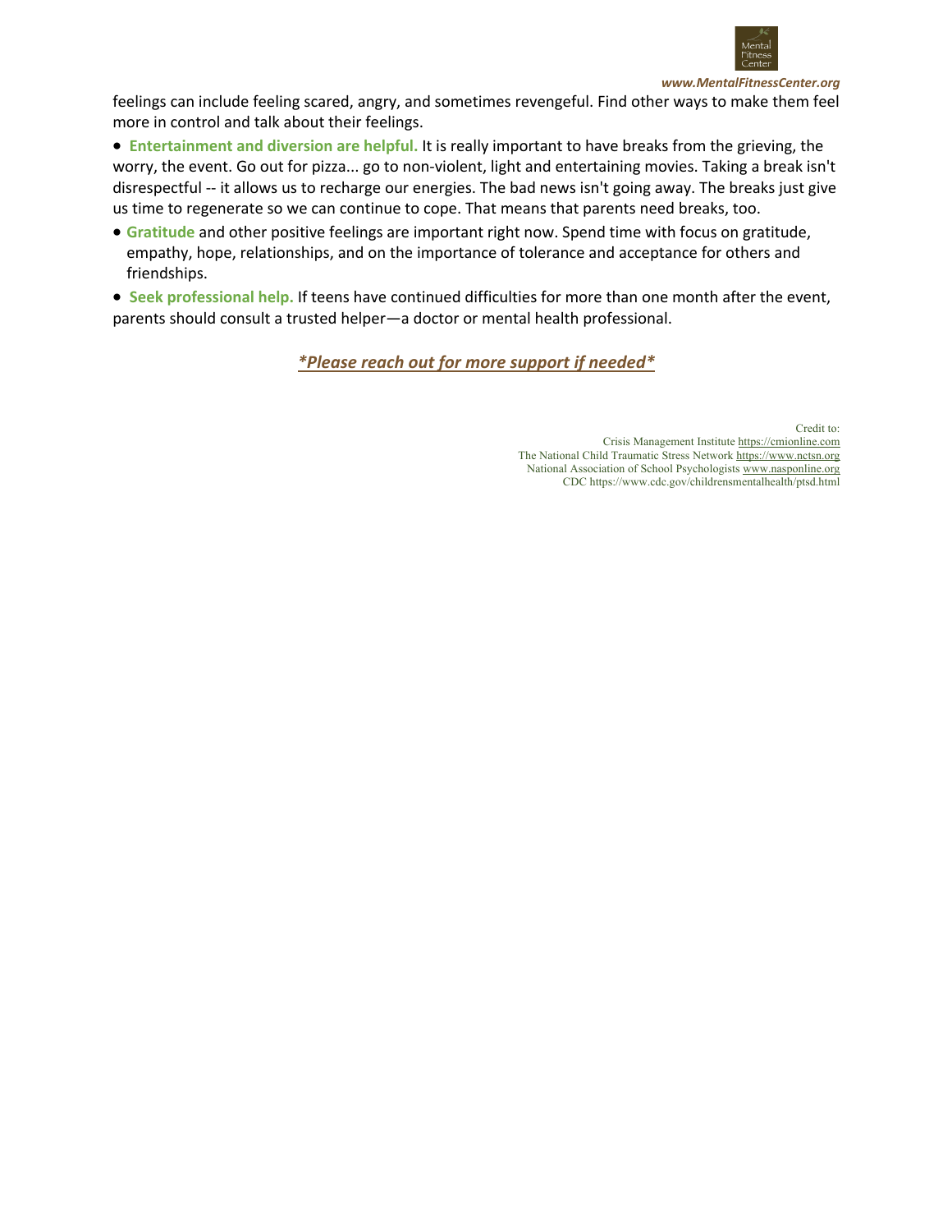feelings can include feeling scared, angry, and sometimes revengeful. Find other ways to make them feel more in control and talk about their feelings.

- **Entertainment and diversion are helpful.** It is really important to have breaks from the grieving, the worry, the event. Go out for pizza... go to non-violent, light and entertaining movies. Taking a break isn't disrespectful -- it allows us to recharge our energies. The bad news isn't going away. The breaks just give us time to regenerate so we can continue to cope. That means that parents need breaks, too.
- **Gratitude** and other positive feelings are important right now. Spend time with focus on gratitude, empathy, hope, relationships, and on the importance of tolerance and acceptance for others and friendships.
- **Seek professional help.** If teens have continued difficulties for more than one month after the event, parents should consult a trusted helper—a doctor or mental health professional.

***Please reach out for more support if needed***

Credit to:
Crisis Management Institute https://cmionline.com
The National Child Traumatic Stress Network https://www.nctsn.org
National Association of School Psychologists www.nasponline.org
CDC https://www.cdc.gov/childrensmentalhealth/ptsd.html